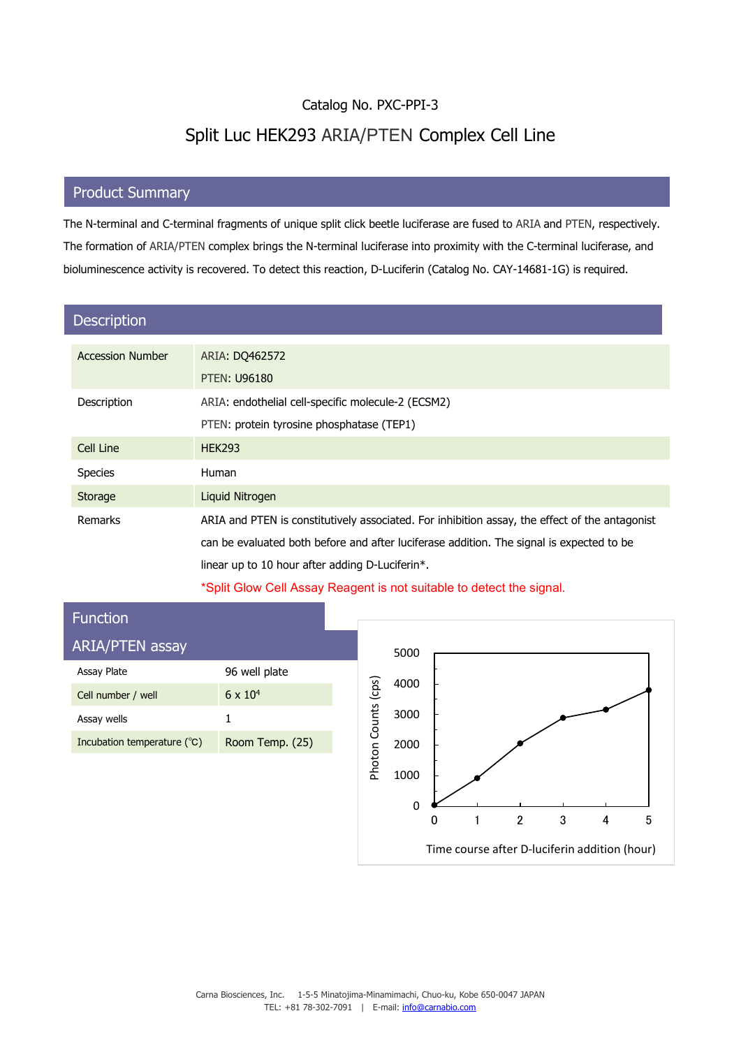Catalog No. PXC-PPI-3

# Split Luc HEK293 ARIA/PTEN Complex Cell Line

## Product Summary

The N-terminal and C-terminal fragments of unique split click beetle luciferase are fused to ARIA and PTEN, respectively. The formation of ARIA/PTEN complex brings the N-terminal luciferase into proximity with the C-terminal luciferase, and bioluminescence activity is recovered. To detect this reaction, D-Luciferin (Catalog No. CAY-14681-1G) is required.

## Description

| | |
|---|---|
| Accession Number | ARIA: DQ462572<br>PTEN: U96180 |
| Description | ARIA: endothelial cell-specific molecule-2 (ECSM2)<br>PTEN: protein tyrosine phosphatase (TEP1) |
| Cell Line | HEK293 |
| Species | Human |
| Storage | Liquid Nitrogen |
| Remarks | ARIA and PTEN is constitutively associated. For inhibition assay, the effect of the antagonist can be evaluated both before and after luciferase addition. The signal is expected to be linear up to 10 hour after adding D-Luciferin*.<br>*Split Glow Cell Assay Reagent is not suitable to detect the signal. |

## Function

### ARIA/PTEN assay

| | |
|---|---|
| Assay Plate | 96 well plate |
| Cell number / well | $6 \times 10^4$ |
| Assay wells | 1 |
| Incubation temperature (℃) | Room Temp. (25) |

Photon Counts (cps) vs. Time course after D-luciferin addition (hour)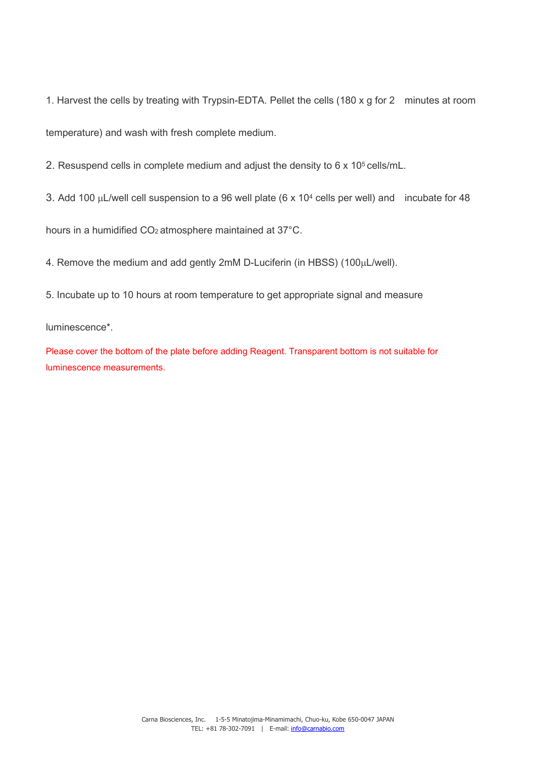1. Harvest the cells by treating with Trypsin-EDTA. Pellet the cells (180 x g for 2 minutes at room temperature) and wash with fresh complete medium.

2. Resuspend cells in complete medium and adjust the density to 6 x $10^5$ cells/mL.

3. Add 100 μL/well cell suspension to a 96 well plate (6 x $10^4$ cells per well) and incubate for 48 hours in a humidified $CO_2$ atmosphere maintained at 37°C.

4. Remove the medium and add gently 2mM D-Luciferin (in HBSS) (100μL/well).

5. Incubate up to 10 hours at room temperature to get appropriate signal and measure luminescence*.

Please cover the bottom of the plate before adding Reagent. Transparent bottom is not suitable for luminescence measurements.

Carna Biosciences, Inc. 1-5-5 Minatojima-Minamimachi, Chuo-ku, Kobe 650-0047 JAPAN
TEL: +81 78-302-7091 | E-mail: info@carnabio.com